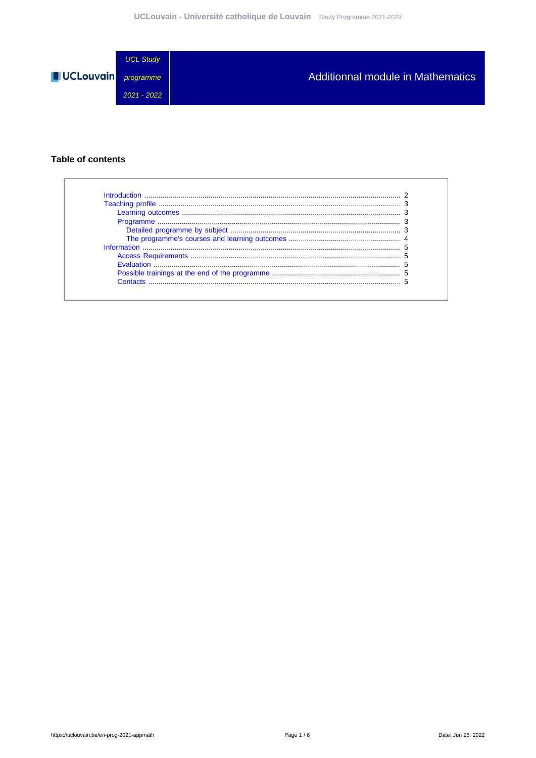UCL Study programme 2021 - 2022

# Additionnal module in Mathematics

## Table of contents

- Introduction ........ 2
- Teaching profile ........ 3
  - Learning outcomes ........ 3
  - Programme ........ 3
    - Detailed programme by subject ........ 3
    - The programme's courses and learning outcomes ........ 4
- Information ........ 5
  - Access Requirements ........ 5
  - Evaluation ........ 5
  - Possible trainings at the end of the programme ........ 5
  - Contacts ........ 5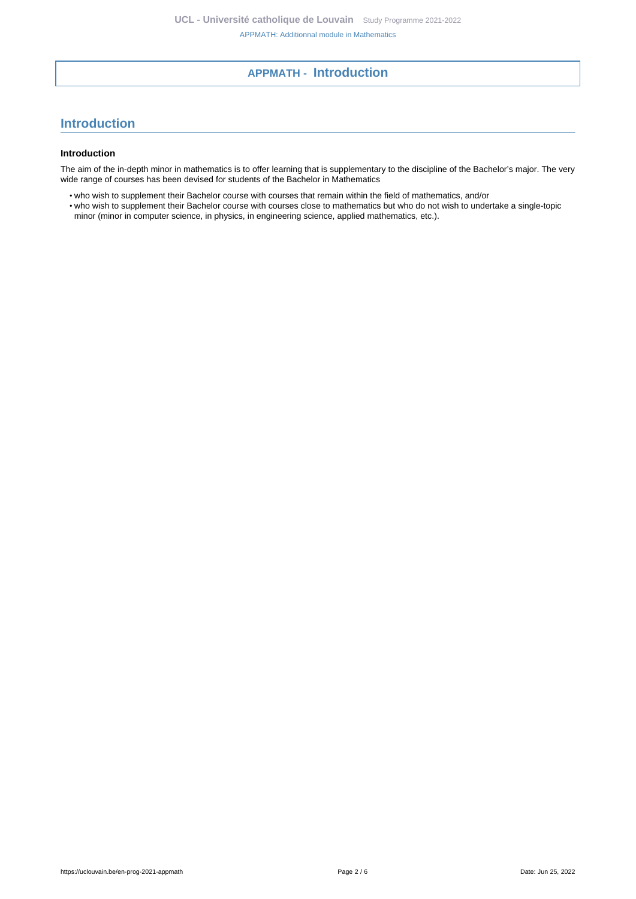# APPMATH - Introduction

## Introduction

### Introduction

The aim of the in-depth minor in mathematics is to offer learning that is supplementary to the discipline of the Bachelor's major. The very wide range of courses has been devised for students of the Bachelor in Mathematics

- who wish to supplement their Bachelor course with courses that remain within the field of mathematics, and/or
- who wish to supplement their Bachelor course with courses close to mathematics but who do not wish to undertake a single-topic minor (minor in computer science, in physics, in engineering science, applied mathematics, etc.).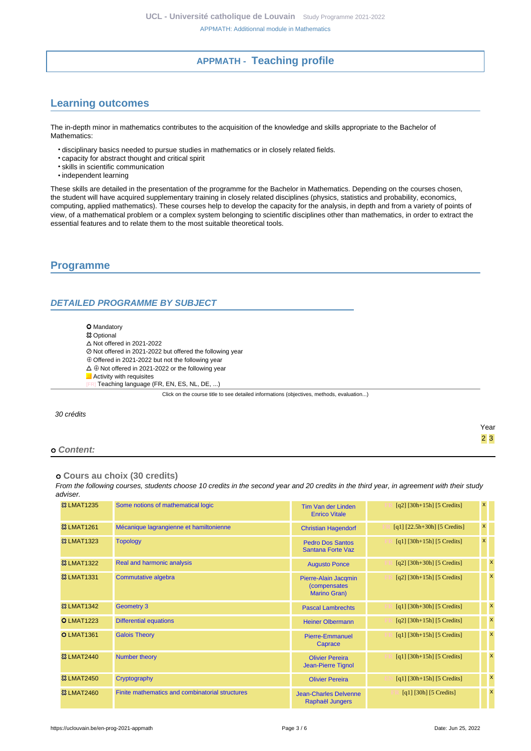## APPMATH - Teaching profile

## Learning outcomes

The in-depth minor in mathematics contributes to the acquisition of the knowledge and skills appropriate to the Bachelor of Mathematics:

- disciplinary basics needed to pursue studies in mathematics or in closely related fields.
- capacity for abstract thought and critical spirit
- skills in scientific communication
- independent learning

These skills are detailed in the presentation of the programme for the Bachelor in Mathematics. Depending on the courses chosen, the student will have acquired supplementary training in closely related disciplines (physics, statistics and probability, economics, computing, applied mathematics). These courses help to develop the capacity for the analysis, in depth and from a variety of points of view, of a mathematical problem or a complex system belonging to scientific disciplines other than mathematics, in order to extract the essential features and to relate them to the most suitable theoretical tools.

## Programme

### DETAILED PROGRAMME BY SUBJECT

- O Mandatory
- ✡ Optional
- △ Not offered in 2021-2022
- ⊘ Not offered in 2021-2022 but offered the following year
- ⊕ Offered in 2021-2022 but not the following year
- △ ⊕ Not offered in 2021-2022 or the following year
- Activity with requisites
- [FR] Teaching language (FR, EN, ES, NL, DE, ...)

Click on the course title to see detailed informations (objectives, methods, evaluation...)

*30 crédits*

**O Content:**

**O Cours au choix (30 credits)**

*From the following courses, students choose 10 credits in the second year and 20 credits in the third year, in agreement with their study adviser.*

| Code | Title | Teachers | Details | Year 2 | Year 3 |
|---|---|---|---|---|---|
| ✡ LMAT1235 | Some notions of mathematical logic | Tim Van der Linden, Enrico Vitale | [FR] [q2] [30h+15h] [5 Credits] | x | |
| ✡ LMAT1261 | Mécanique lagrangienne et hamiltonienne | Christian Hagendorf | [FR] [q1] [22.5h+30h] [5 Credits] | x | |
| ✡ LMAT1323 | Topology | Pedro Dos Santos Santana Forte Vaz | [FR] [q1] [30h+15h] [5 Credits] | x | |
| ✡ LMAT1322 | Real and harmonic analysis | Augusto Ponce | [FR] [q2] [30h+30h] [5 Credits] | | x |
| ✡ LMAT1331 | Commutative algebra | Pierre-Alain Jacqmin (compensates Marino Gran) | [FR] [q2] [30h+15h] [5 Credits] | | x |
| ✡ LMAT1342 | Geometry 3 | Pascal Lambrechts | [FR] [q1] [30h+30h] [5 Credits] | | x |
| O LMAT1223 | Differential equations | Heiner Olbermann | [FR] [q2] [30h+15h] [5 Credits] | | x |
| O LMAT1361 | Galois Theory | Pierre-Emmanuel Caprace | [FR] [q1] [30h+15h] [5 Credits] | | x |
| ✡ LMAT2440 | Number theory | Olivier Pereira, Jean-Pierre Tignol | [FR] [q1] [30h+15h] [5 Credits] | | x |
| ✡ LMAT2450 | Cryptography | Olivier Pereira | [EN] [q1] [30h+15h] [5 Credits] | | x |
| ✡ LMAT2460 | Finite mathematics and combinatorial structures | Jean-Charles Delvenne, Raphaël Jungers | [FR] [q1] [30h] [5 Credits] | | x |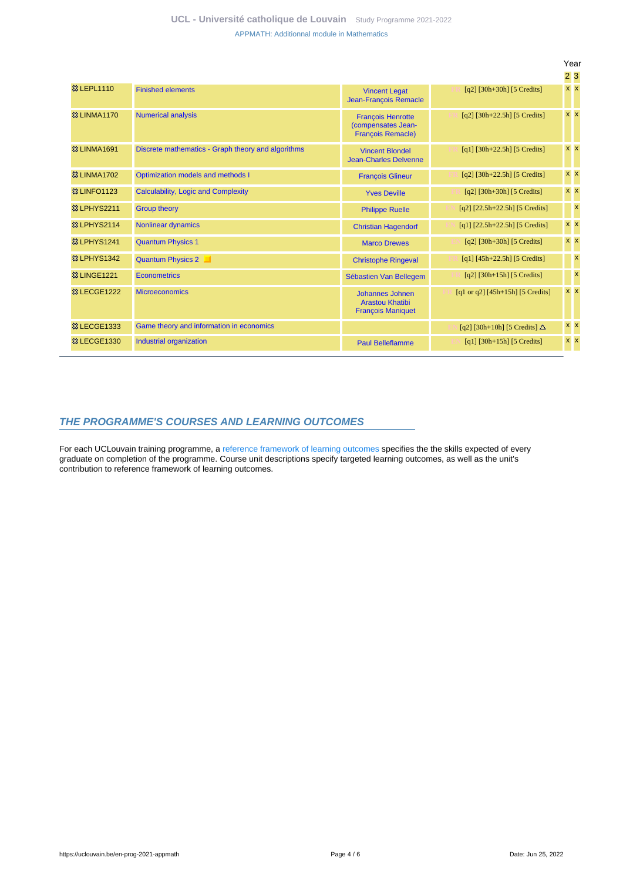| | | | | Year | |
|---|---|---|---|---|---|
| | | | | 2 | 3 |
| LEPL1110 | Finished elements | Vincent Legat<br>Jean-François Remacle | FR [q2] [30h+30h] [5 Credits] | x | x |
| LINMA1170 | Numerical analysis | François Henrotte (compensates Jean-François Remacle) | FR [q2] [30h+22.5h] [5 Credits] | x | x |
| LINMA1691 | Discrete mathematics - Graph theory and algorithms | Vincent Blondel<br>Jean-Charles Delvenne | FR [q1] [30h+22.5h] [5 Credits] | x | x |
| LINMA1702 | Optimization models and methods I | François Glineur | FR [q2] [30h+22.5h] [5 Credits] | x | x |
| LINFO1123 | Calculability, Logic and Complexity | Yves Deville | FR [q2] [30h+30h] [5 Credits] | x | x |
| LPHYS2211 | Group theory | Philippe Ruelle | EN [q2] [22.5h+22.5h] [5 Credits] | | x |
| LPHYS2114 | Nonlinear dynamics | Christian Hagendorf | EN [q1] [22.5h+22.5h] [5 Credits] | x | x |
| LPHYS1241 | Quantum Physics 1 | Marco Drewes | EN [q2] [30h+30h] [5 Credits] | x | x |
| LPHYS1342 | Quantum Physics 2 | Christophe Ringeval | FR [q1] [45h+22.5h] [5 Credits] | | x |
| LINGE1221 | Econometrics | Sébastien Van Bellegem | FR [q2] [30h+15h] [5 Credits] | | x |
| LECGE1222 | Microeconomics | Johannes Johnen<br>Arastou Khatibi<br>François Maniquet | FR [q1 or q2] [45h+15h] [5 Credits] | x | x |
| LECGE1333 | Game theory and information in economics | | EN [q2] [30h+10h] [5 Credits] △ | x | x |
| LECGE1330 | Industrial organization | Paul Belleflamme | EN [q1] [30h+15h] [5 Credits] | x | x |

## THE PROGRAMME'S COURSES AND LEARNING OUTCOMES

For each UCLouvain training programme, a reference framework of learning outcomes specifies the the skills expected of every graduate on completion of the programme. Course unit descriptions specify targeted learning outcomes, as well as the unit's contribution to reference framework of learning outcomes.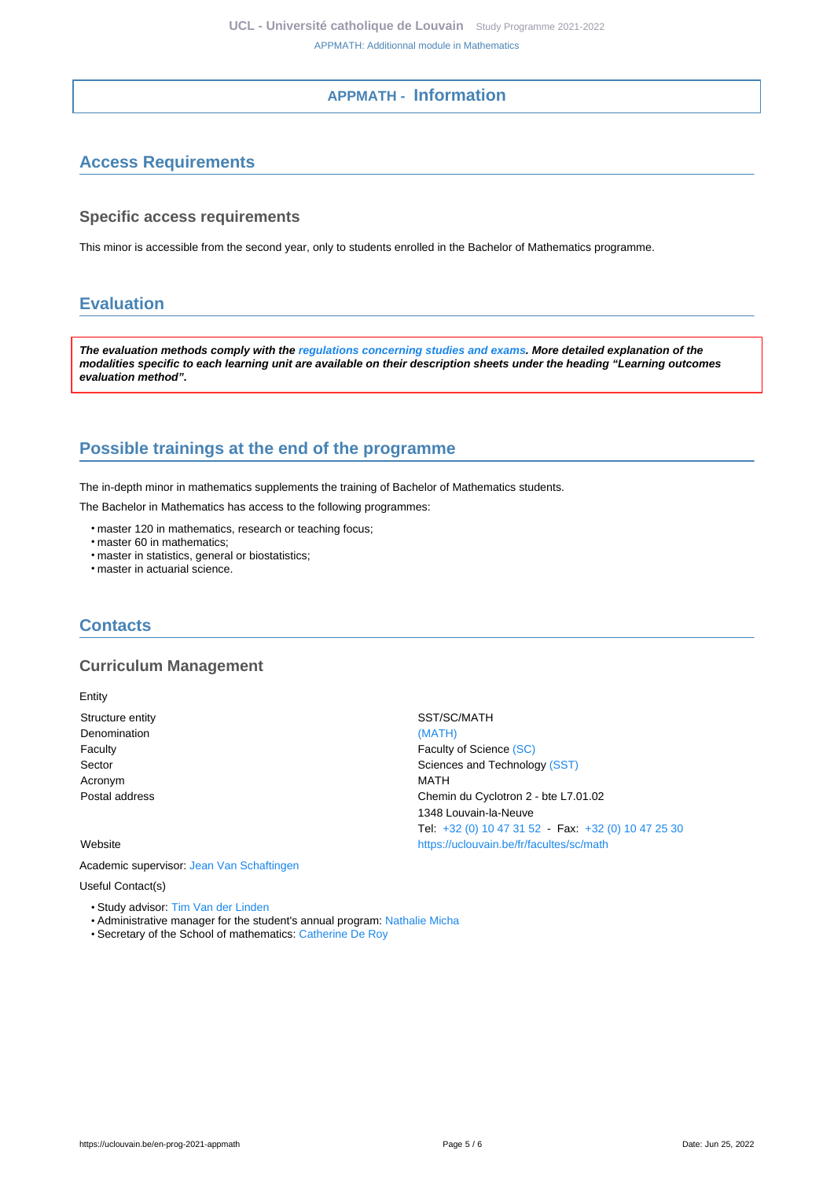# APPMATH - Information

## Access Requirements

### Specific access requirements

This minor is accessible from the second year, only to students enrolled in the Bachelor of Mathematics programme.

## Evaluation

***The evaluation methods comply with the regulations concerning studies and exams. More detailed explanation of the modalities specific to each learning unit are available on their description sheets under the heading "Learning outcomes evaluation method".***

## Possible trainings at the end of the programme

The in-depth minor in mathematics supplements the training of Bachelor of Mathematics students.

The Bachelor in Mathematics has access to the following programmes:

- master 120 in mathematics, research or teaching focus;
- master 60 in mathematics;
- master in statistics, general or biostatistics;
- master in actuarial science.

## Contacts

### Curriculum Management

Entity

| | |
|---|---|
| Structure entity | SST/SC/MATH |
| Denomination | (MATH) |
| Faculty | Faculty of Science (SC) |
| Sector | Sciences and Technology (SST) |
| Acronym | MATH |
| Postal address | Chemin du Cyclotron 2 - bte L7.01.02<br>1348 Louvain-la-Neuve<br>Tel: +32 (0) 10 47 31 52 - Fax: +32 (0) 10 47 25 30 |
| Website | https://uclouvain.be/fr/facultes/sc/math |

Academic supervisor: Jean Van Schaftingen

Useful Contact(s)

- Study advisor: Tim Van der Linden
- Administrative manager for the student's annual program: Nathalie Micha
- Secretary of the School of mathematics: Catherine De Roy